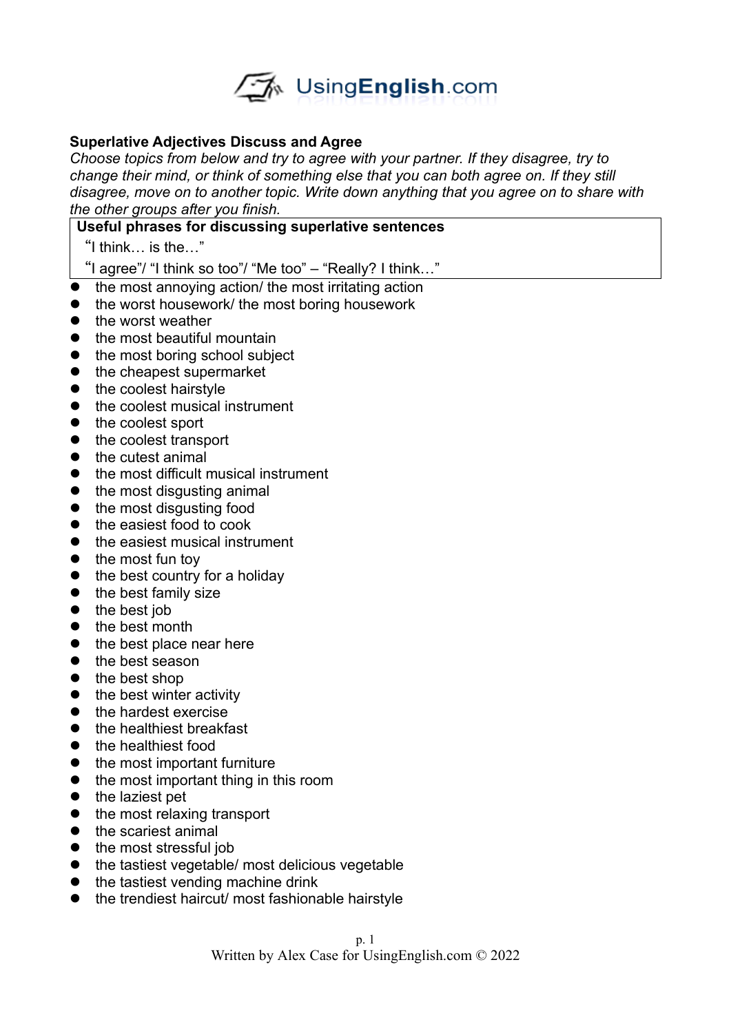UsingEnglish.com

**Superlative Adjectives Discuss and Agree**

*Choose topics from below and try to agree with your partner. If they disagree, try to change their mind, or think of something else that you can both agree on. If they still disagree, move on to another topic. Write down anything that you agree on to share with the other groups after you finish.*

| **Useful phrases for discussing superlative sentences** |
|---|
| "I think… is the…" |
| "I agree"/ "I think so too"/ "Me too" – "Really? I think…" |

- the most annoying action/ the most irritating action
- the worst housework/ the most boring housework
- the worst weather
- the most beautiful mountain
- the most boring school subject
- the cheapest supermarket
- the coolest hairstyle
- the coolest musical instrument
- the coolest sport
- the coolest transport
- the cutest animal
- the most difficult musical instrument
- the most disgusting animal
- the most disgusting food
- the easiest food to cook
- the easiest musical instrument
- the most fun toy
- the best country for a holiday
- the best family size
- the best job
- the best month
- the best place near here
- the best season
- the best shop
- the best winter activity
- the hardest exercise
- the healthiest breakfast
- the healthiest food
- the most important furniture
- the most important thing in this room
- the laziest pet
- the most relaxing transport
- the scariest animal
- the most stressful job
- the tastiest vegetable/ most delicious vegetable
- the tastiest vending machine drink
- the trendiest haircut/ most fashionable hairstyle

Written by Alex Case for UsingEnglish.com © 2022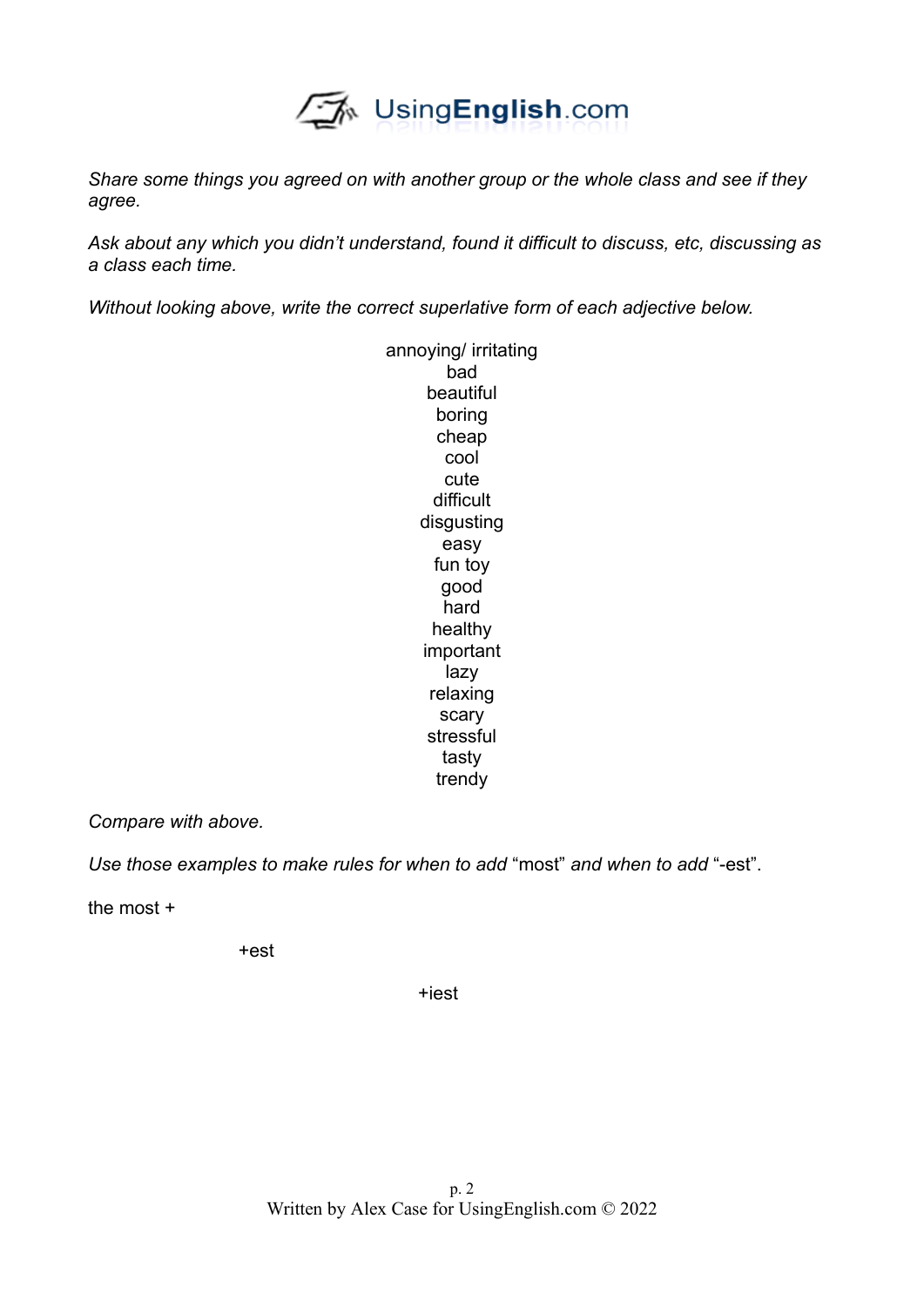*Share some things you agreed on with another group or the whole class and see if they agree.*

*Ask about any which you didn't understand, found it difficult to discuss, etc, discussing as a class each time.*

*Without looking above, write the correct superlative form of each adjective below.*

annoying/ irritating
bad
beautiful
boring
cheap
cool
cute
difficult
disgusting
easy
fun toy
good
hard
healthy
important
lazy
relaxing
scary
stressful
tasty
trendy

*Compare with above.*

*Use those examples to make rules for when to add* "most" *and when to add* "-est".

the most +

+est

+iest